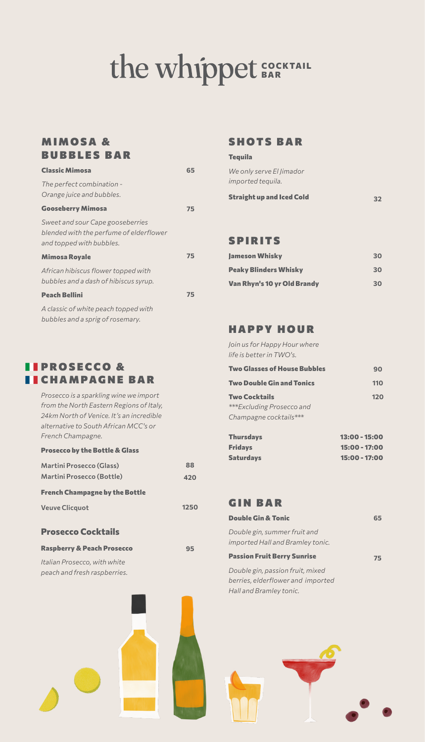# the whippet COCKTAIL BAR

## MIMOSA & BUBBLES BAR

**Classic Mimosa** 65

*The perfect combination - Orange juice and bubbles.*

**Gooseberry Mimosa** 75

*Sweet and sour Cape gooseberries blended with the perfume of elderflower and topped with bubbles.*

**Mimosa Royale** 75

*African hibiscus flower topped with bubbles and a dash of hibiscus syrup.*

**Peach Bellini** 75

*A classic of white peach topped with bubbles and a sprig of rosemary.*

## PROSECCO & CHAMPAGNE BAR

*Prosecco is a sparkling wine we import from the North Eastern Regions of Italy, 24km North of Venice. It's an incredible alternative to South African MCC's or French Champagne.*

### Prosecco by the Bottle & Glass

| Item | Price |
|---|---|
| Martini Prosecco (Glass) | 88 |
| Martini Prosecco (Bottle) | 420 |

### French Champagne by the Bottle

| Item | Price |
|---|---|
| Veuve Clicquot | 1250 |

### Prosecco Cocktails

**Raspberry & Peach Prosecco** 95

*Italian Prosecco, with white peach and fresh raspberries.*

## SHOTS BAR

### Tequila

*We only serve El Jimador imported tequila.*

**Straight up and Iced Cold** 32

## SPIRITS

| Item | Price |
|---|---|
| Jameson Whisky | 30 |
| Peaky Blinders Whisky | 30 |
| Van Rhyn's 10 yr Old Brandy | 30 |

## HAPPY HOUR

*Join us for Happy Hour where life is better in TWO's.*

| Item | Price |
|---|---|
| Two Glasses of House Bubbles | 90 |
| Two Double Gin and Tonics | 110 |
| Two Cocktails *\*\*\*Excluding Prosecco and Champagne cocktails\*\*\** | 120 |

| Day | Time |
|---|---|
| Thursdays | 13:00 - 15:00 |
| Fridays | 15:00 - 17:00 |
| Saturdays | 15:00 - 17:00 |

## GIN BAR

**Double Gin & Tonic** 65

*Double gin, summer fruit and imported Hall and Bramley tonic.*

**Passion Fruit Berry Sunrise** 75

*Double gin, passion fruit, mixed berries, elderflower and imported Hall and Bramley tonic.*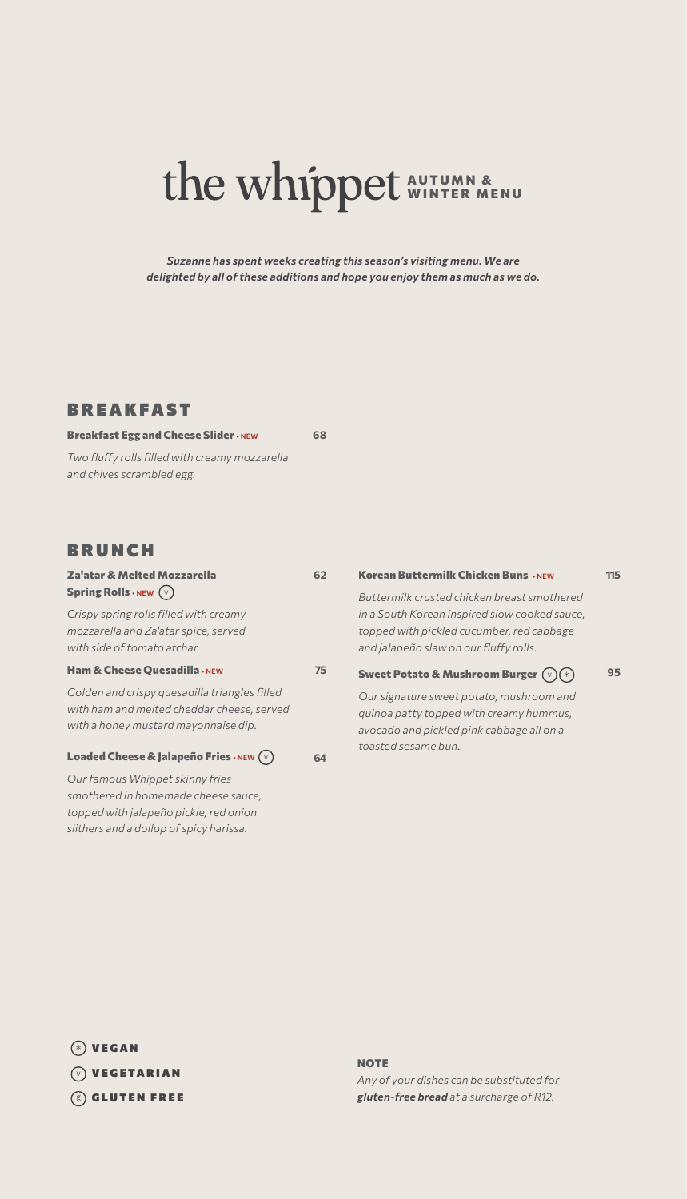# the whippet AUTUMN & WINTER MENU

***Suzanne has spent weeks creating this season's visiting menu. We are delighted by all of these additions and hope you enjoy them as much as we do.***

## BREAKFAST

**Breakfast Egg and Cheese Slider** • NEW **68**

*Two fluffy rolls filled with creamy mozzarella and chives scrambled egg.*

## BRUNCH

**Za'atar & Melted Mozzarella Spring Rolls** • NEW (v) **62**

*Crispy spring rolls filled with creamy mozzarella and Za'atar spice, served with side of tomato atchar.*

**Ham & Cheese Quesadilla** • NEW **75**

*Golden and crispy quesadilla triangles filled with ham and melted cheddar cheese, served with a honey mustard mayonnaise dip.*

**Loaded Cheese & Jalapeño Fries** • NEW (v) **64**

*Our famous Whippet skinny fries smothered in homemade cheese sauce, topped with jalapeño pickle, red onion slithers and a dollop of spicy harissa.*

**Korean Buttermilk Chicken Buns** • NEW **115**

*Buttermilk crusted chicken breast smothered in a South Korean inspired slow cooked sauce, topped with pickled cucumber, red cabbage and jalapeño slaw on our fluffy rolls.*

**Sweet Potato & Mushroom Burger** (v) (*) **95**

*Our signature sweet potato, mushroom and quinoa patty topped with creamy hummus, avocado and pickled pink cabbage all on a toasted sesame bun..*

(*) **VEGAN**

(v) **VEGETARIAN**

(g) **GLUTEN FREE**

**NOTE**

*Any of your dishes can be substituted for **gluten-free bread** at a surcharge of R12.*